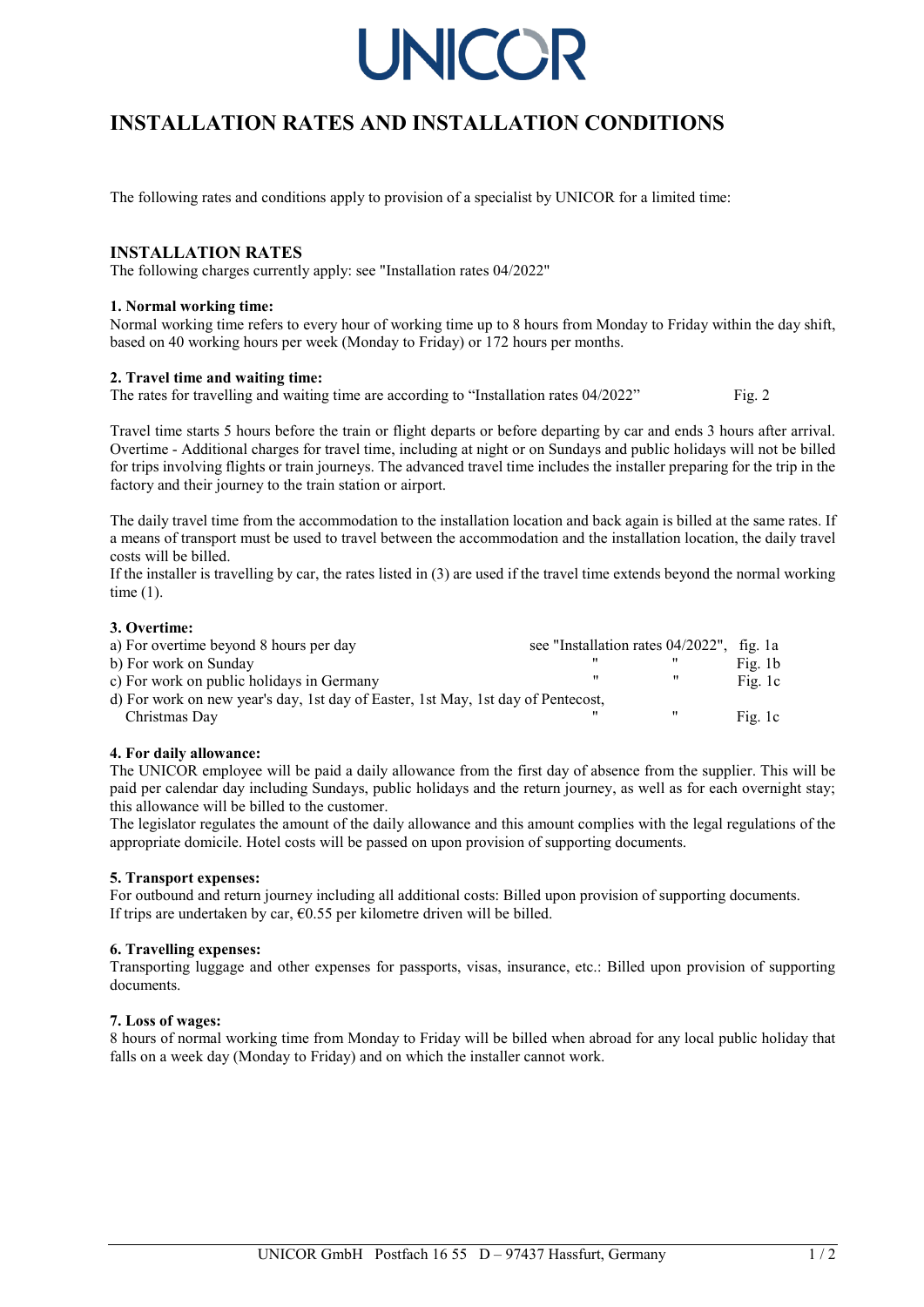UNICOR

# INSTALLATION RATES AND INSTALLATION CONDITIONS

The following rates and conditions apply to provision of a specialist by UNICOR for a limited time:

## INSTALLATION RATES

The following charges currently apply: see "Installation rates 04/2022"

### 1. Normal working time:

Normal working time refers to every hour of working time up to 8 hours from Monday to Friday within the day shift, based on 40 working hours per week (Monday to Friday) or 172 hours per months.

### 2. Travel time and waiting time:

The rates for travelling and waiting time are according to "Installation rates 04/2022" Fig. 2

Travel time starts 5 hours before the train or flight departs or before departing by car and ends 3 hours after arrival. Overtime - Additional charges for travel time, including at night or on Sundays and public holidays will not be billed for trips involving flights or train journeys. The advanced travel time includes the installer preparing for the trip in the factory and their journey to the train station or airport.

The daily travel time from the accommodation to the installation location and back again is billed at the same rates. If a means of transport must be used to travel between the accommodation and the installation location, the daily travel costs will be billed.
If the installer is travelling by car, the rates listed in (3) are used if the travel time extends beyond the normal working time (1).

### 3. Overtime:

| | | |
|---|---|---|
| a) For overtime beyond 8 hours per day | see "Installation rates 04/2022", | fig. 1a |
| b) For work on Sunday | " " | Fig. 1b |
| c) For work on public holidays in Germany | " " | Fig. 1c |
| d) For work on new year's day, 1st day of Easter, 1st May, 1st day of Pentecost, Christmas Day | " " | Fig. 1c |

### 4. For daily allowance:

The UNICOR employee will be paid a daily allowance from the first day of absence from the supplier. This will be paid per calendar day including Sundays, public holidays and the return journey, as well as for each overnight stay; this allowance will be billed to the customer.
The legislator regulates the amount of the daily allowance and this amount complies with the legal regulations of the appropriate domicile. Hotel costs will be passed on upon provision of supporting documents.

### 5. Transport expenses:

For outbound and return journey including all additional costs: Billed upon provision of supporting documents.
If trips are undertaken by car, €0.55 per kilometre driven will be billed.

### 6. Travelling expenses:

Transporting luggage and other expenses for passports, visas, insurance, etc.: Billed upon provision of supporting documents.

### 7. Loss of wages:

8 hours of normal working time from Monday to Friday will be billed when abroad for any local public holiday that falls on a week day (Monday to Friday) and on which the installer cannot work.

UNICOR GmbH Postfach 16 55 D – 97437 Hassfurt, Germany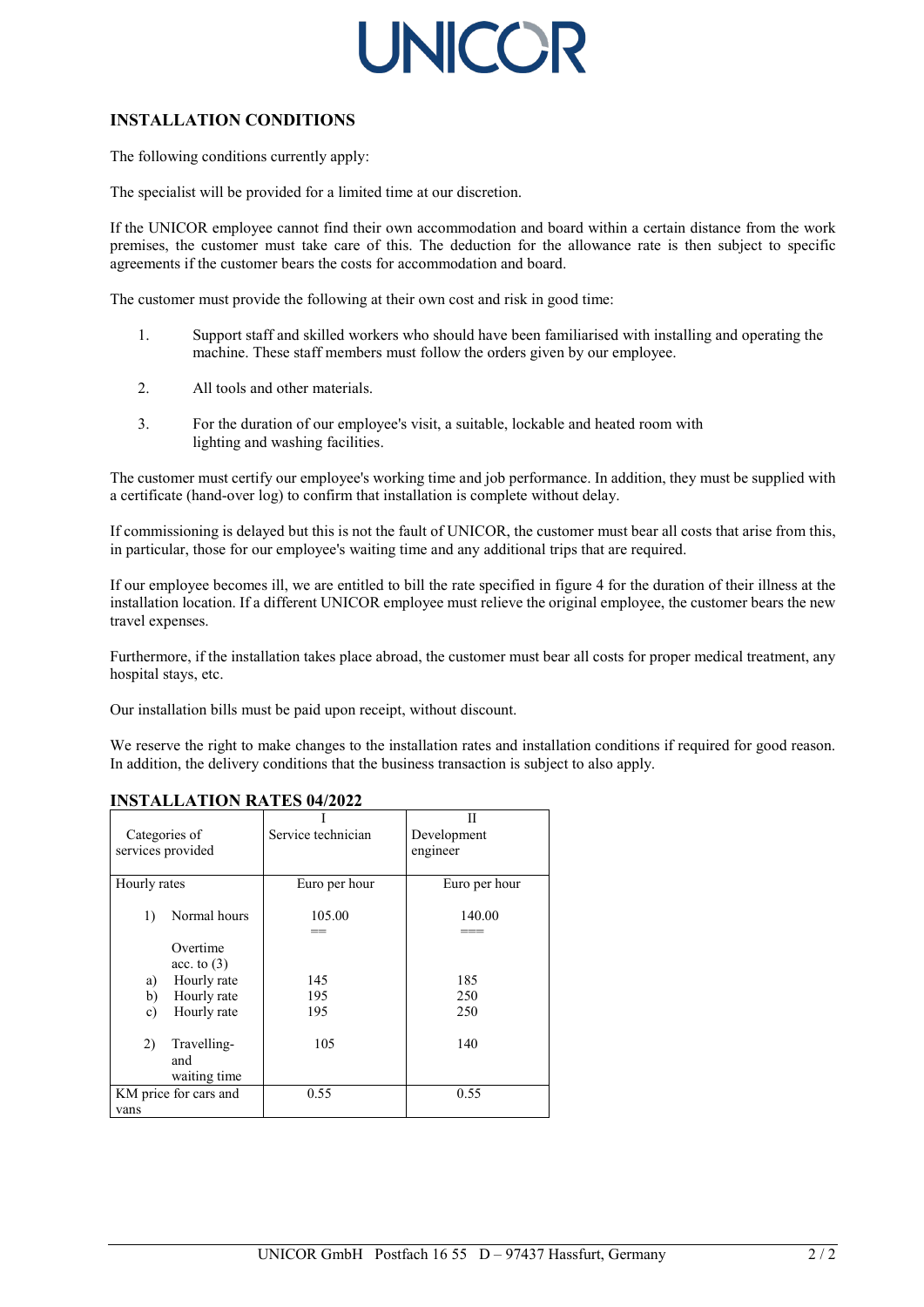## INSTALLATION CONDITIONS

The following conditions currently apply:

The specialist will be provided for a limited time at our discretion.

If the UNICOR employee cannot find their own accommodation and board within a certain distance from the work premises, the customer must take care of this. The deduction for the allowance rate is then subject to specific agreements if the customer bears the costs for accommodation and board.

The customer must provide the following at their own cost and risk in good time:

1. Support staff and skilled workers who should have been familiarised with installing and operating the machine. These staff members must follow the orders given by our employee.
2. All tools and other materials.
3. For the duration of our employee's visit, a suitable, lockable and heated room with lighting and washing facilities.

The customer must certify our employee's working time and job performance. In addition, they must be supplied with a certificate (hand-over log) to confirm that installation is complete without delay.

If commissioning is delayed but this is not the fault of UNICOR, the customer must bear all costs that arise from this, in particular, those for our employee's waiting time and any additional trips that are required.

If our employee becomes ill, we are entitled to bill the rate specified in figure 4 for the duration of their illness at the installation location. If a different UNICOR employee must relieve the original employee, the customer bears the new travel expenses.

Furthermore, if the installation takes place abroad, the customer must bear all costs for proper medical treatment, any hospital stays, etc.

Our installation bills must be paid upon receipt, without discount.

We reserve the right to make changes to the installation rates and installation conditions if required for good reason. In addition, the delivery conditions that the business transaction is subject to also apply.

## INSTALLATION RATES 04/2022

| Categories of services provided | I Service technician | II Development engineer |
|---|---|---|
| Hourly rates | Euro per hour | Euro per hour |
| 1) Normal hours | 105.00 | 140.00 |
| Overtime acc. to (3) | | |
| a) Hourly rate | 145 | 185 |
| b) Hourly rate | 195 | 250 |
| c) Hourly rate | 195 | 250 |
| 2) Travelling- and waiting time | 105 | 140 |
| KM price for cars and vans | 0.55 | 0.55 |